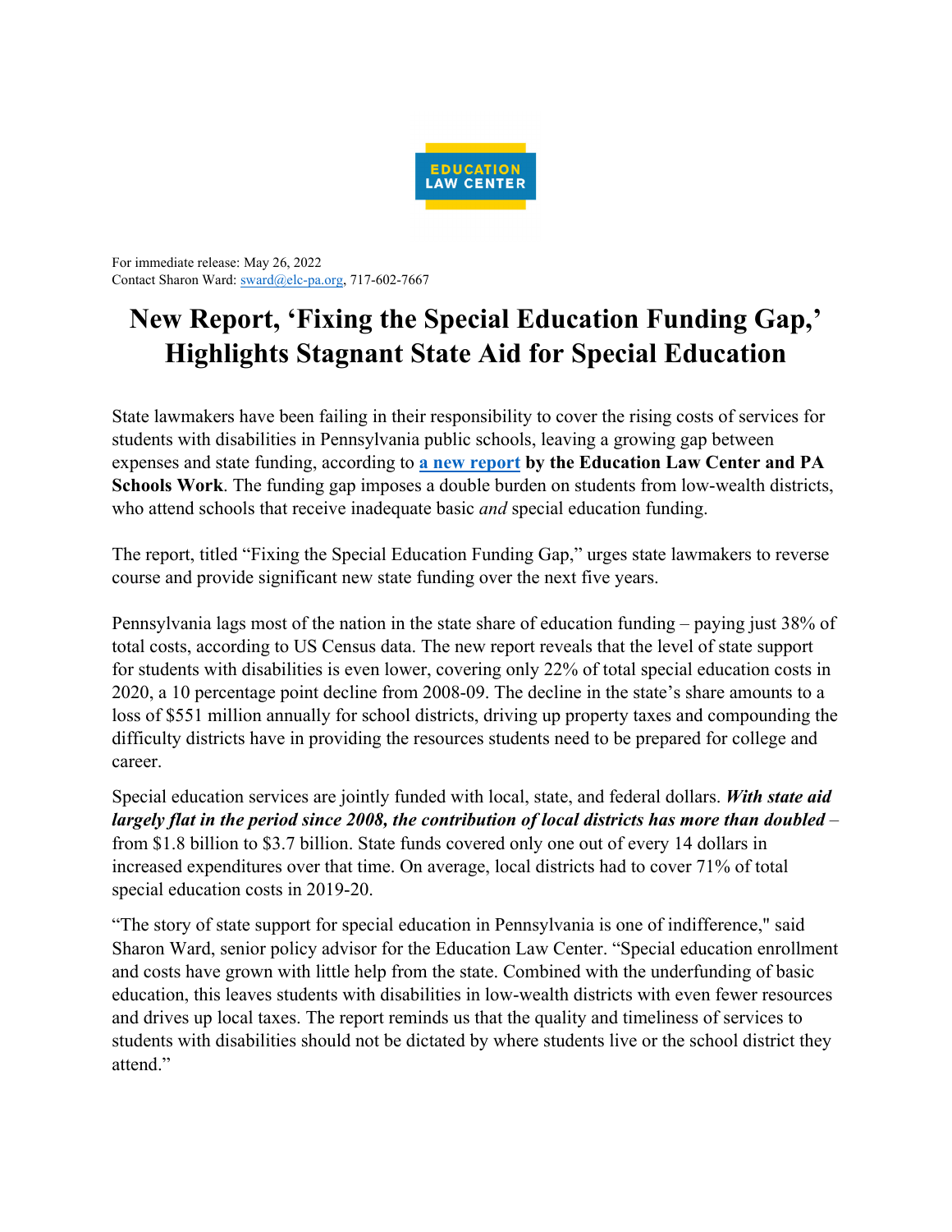EDUCATION LAW CENTER

For immediate release: May 26, 2022
Contact Sharon Ward: sward@elc-pa.org, 717-602-7667

# New Report, 'Fixing the Special Education Funding Gap,' Highlights Stagnant State Aid for Special Education

State lawmakers have been failing in their responsibility to cover the rising costs of services for students with disabilities in Pennsylvania public schools, leaving a growing gap between expenses and state funding, according to **a new report by the Education Law Center and PA Schools Work**. The funding gap imposes a double burden on students from low-wealth districts, who attend schools that receive inadequate basic *and* special education funding.

The report, titled "Fixing the Special Education Funding Gap," urges state lawmakers to reverse course and provide significant new state funding over the next five years.

Pennsylvania lags most of the nation in the state share of education funding – paying just 38% of total costs, according to US Census data. The new report reveals that the level of state support for students with disabilities is even lower, covering only 22% of total special education costs in 2020, a 10 percentage point decline from 2008-09. The decline in the state's share amounts to a loss of $551 million annually for school districts, driving up property taxes and compounding the difficulty districts have in providing the resources students need to be prepared for college and career.

Special education services are jointly funded with local, state, and federal dollars. ***With state aid largely flat in the period since 2008, the contribution of local districts has more than doubled*** – from $1.8 billion to $3.7 billion. State funds covered only one out of every 14 dollars in increased expenditures over that time. On average, local districts had to cover 71% of total special education costs in 2019-20.

"The story of state support for special education in Pennsylvania is one of indifference," said Sharon Ward, senior policy advisor for the Education Law Center. "Special education enrollment and costs have grown with little help from the state. Combined with the underfunding of basic education, this leaves students with disabilities in low-wealth districts with even fewer resources and drives up local taxes. The report reminds us that the quality and timeliness of services to students with disabilities should not be dictated by where students live or the school district they attend."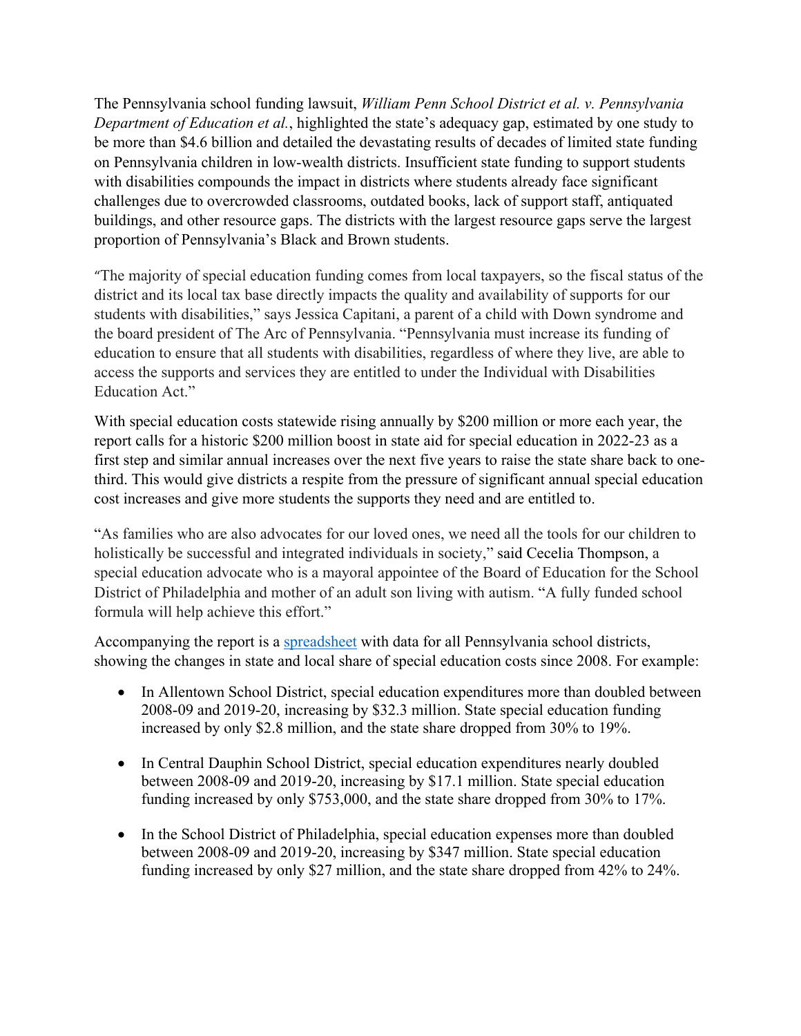The Pennsylvania school funding lawsuit, *William Penn School District et al. v. Pennsylvania Department of Education et al.*, highlighted the state's adequacy gap, estimated by one study to be more than $4.6 billion and detailed the devastating results of decades of limited state funding on Pennsylvania children in low-wealth districts. Insufficient state funding to support students with disabilities compounds the impact in districts where students already face significant challenges due to overcrowded classrooms, outdated books, lack of support staff, antiquated buildings, and other resource gaps. The districts with the largest resource gaps serve the largest proportion of Pennsylvania's Black and Brown students.

"The majority of special education funding comes from local taxpayers, so the fiscal status of the district and its local tax base directly impacts the quality and availability of supports for our students with disabilities," says Jessica Capitani, a parent of a child with Down syndrome and the board president of The Arc of Pennsylvania. "Pennsylvania must increase its funding of education to ensure that all students with disabilities, regardless of where they live, are able to access the supports and services they are entitled to under the Individual with Disabilities Education Act."

With special education costs statewide rising annually by $200 million or more each year, the report calls for a historic $200 million boost in state aid for special education in 2022-23 as a first step and similar annual increases over the next five years to raise the state share back to one-third. This would give districts a respite from the pressure of significant annual special education cost increases and give more students the supports they need and are entitled to.

"As families who are also advocates for our loved ones, we need all the tools for our children to holistically be successful and integrated individuals in society," said Cecelia Thompson, a special education advocate who is a mayoral appointee of the Board of Education for the School District of Philadelphia and mother of an adult son living with autism. "A fully funded school formula will help achieve this effort."

Accompanying the report is a spreadsheet with data for all Pennsylvania school districts, showing the changes in state and local share of special education costs since 2008. For example:

- In Allentown School District, special education expenditures more than doubled between 2008-09 and 2019-20, increasing by $32.3 million. State special education funding increased by only $2.8 million, and the state share dropped from 30% to 19%.
- In Central Dauphin School District, special education expenditures nearly doubled between 2008-09 and 2019-20, increasing by $17.1 million. State special education funding increased by only $753,000, and the state share dropped from 30% to 17%.
- In the School District of Philadelphia, special education expenses more than doubled between 2008-09 and 2019-20, increasing by $347 million. State special education funding increased by only $27 million, and the state share dropped from 42% to 24%.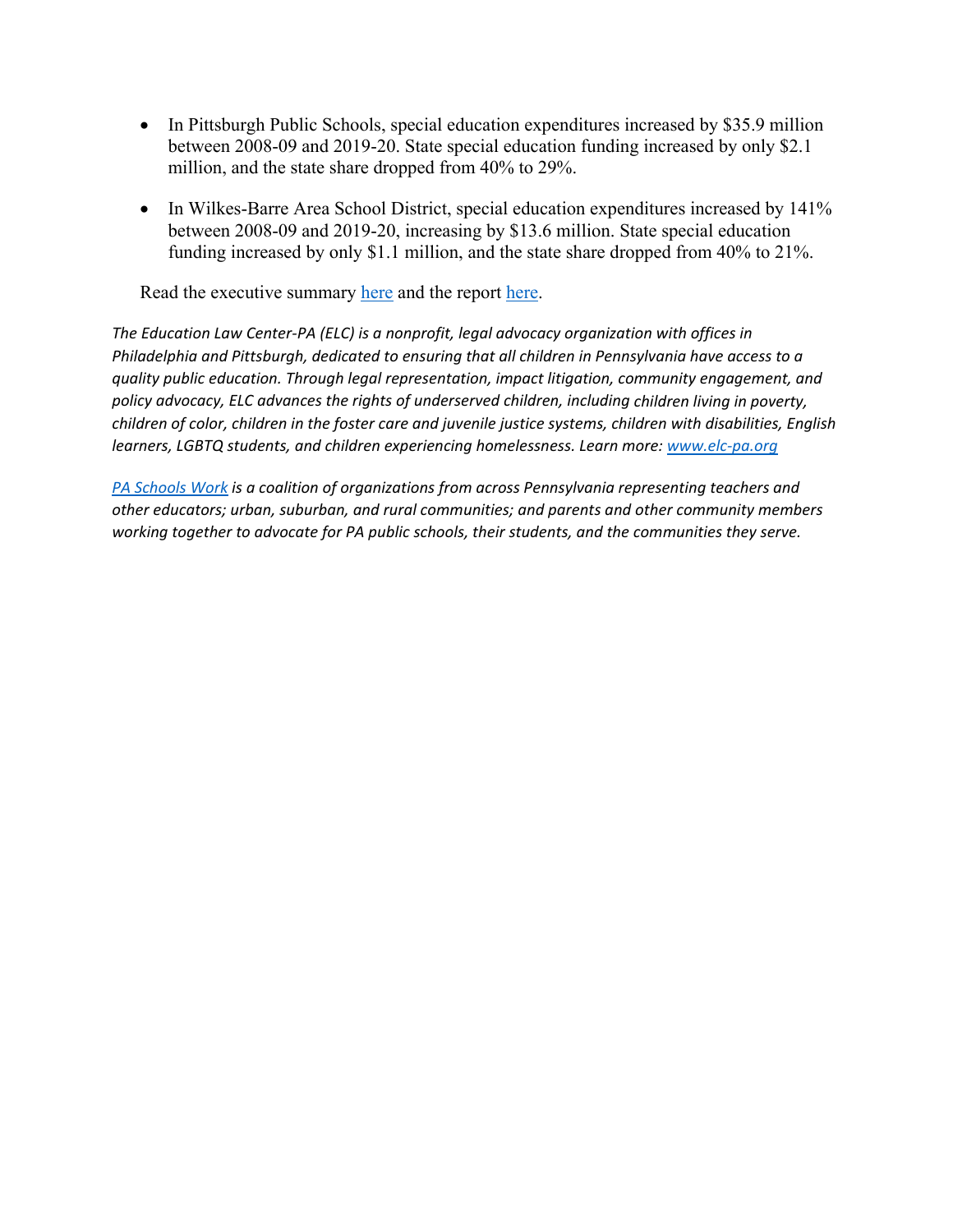- In Pittsburgh Public Schools, special education expenditures increased by $35.9 million between 2008-09 and 2019-20. State special education funding increased by only $2.1 million, and the state share dropped from 40% to 29%.

- In Wilkes-Barre Area School District, special education expenditures increased by 141% between 2008-09 and 2019-20, increasing by $13.6 million. State special education funding increased by only $1.1 million, and the state share dropped from 40% to 21%.

Read the executive summary here and the report here.

*The Education Law Center-PA (ELC) is a nonprofit, legal advocacy organization with offices in Philadelphia and Pittsburgh, dedicated to ensuring that all children in Pennsylvania have access to a quality public education. Through legal representation, impact litigation, community engagement, and policy advocacy, ELC advances the rights of underserved children, including children living in poverty, children of color, children in the foster care and juvenile justice systems, children with disabilities, English learners, LGBTQ students, and children experiencing homelessness. Learn more: www.elc-pa.org*

*PA Schools Work is a coalition of organizations from across Pennsylvania representing teachers and other educators; urban, suburban, and rural communities; and parents and other community members working together to advocate for PA public schools, their students, and the communities they serve.*